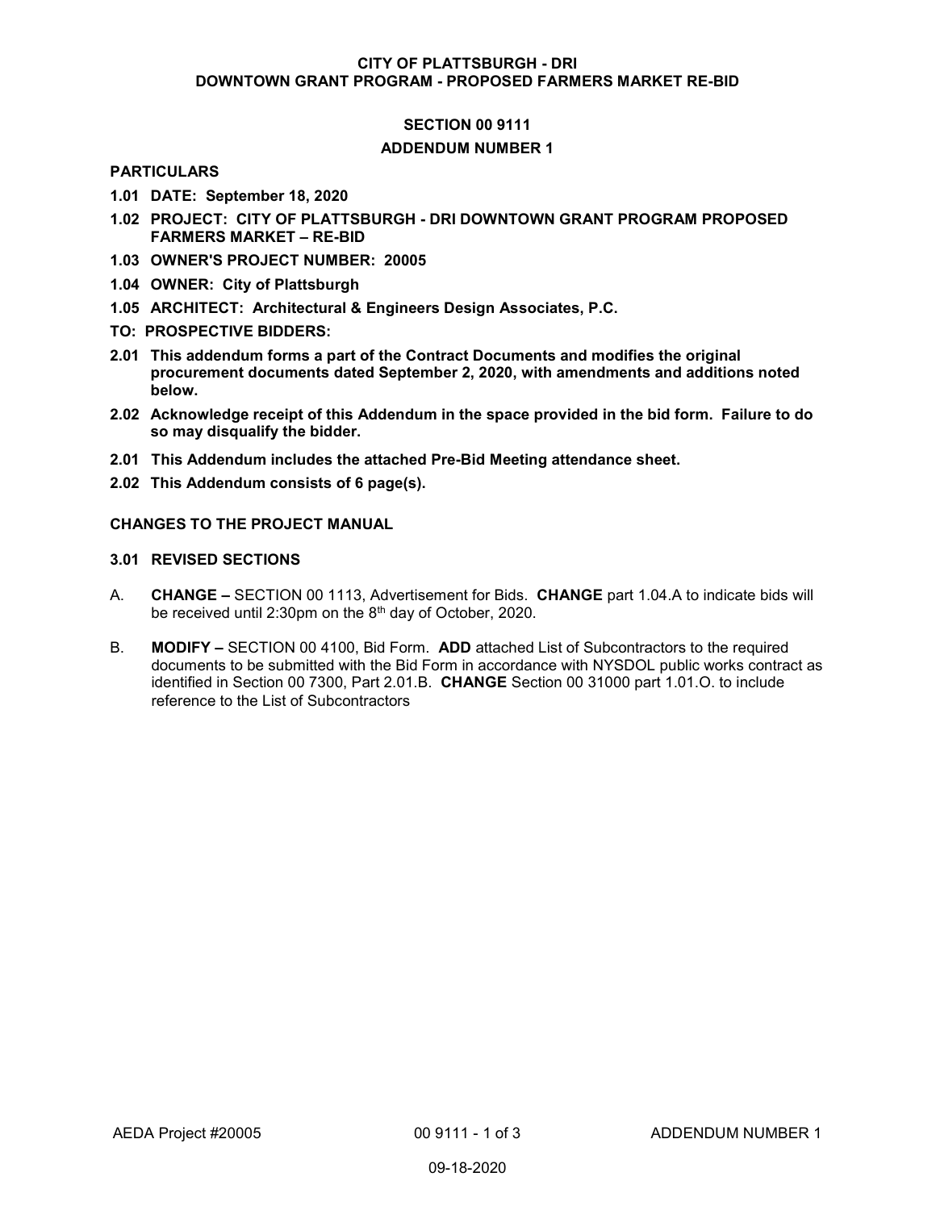**CITY OF PLATTSBURGH - DRI**
**DOWNTOWN GRANT PROGRAM - PROPOSED FARMERS MARKET RE-BID**

# SECTION 00 9111

## ADDENDUM NUMBER 1

**PARTICULARS**

**1.01 DATE: September 18, 2020**

**1.02 PROJECT: CITY OF PLATTSBURGH - DRI DOWNTOWN GRANT PROGRAM PROPOSED FARMERS MARKET – RE-BID**

**1.03 OWNER'S PROJECT NUMBER: 20005**

**1.04 OWNER: City of Plattsburgh**

**1.05 ARCHITECT: Architectural & Engineers Design Associates, P.C.**

**TO: PROSPECTIVE BIDDERS:**

**2.01 This addendum forms a part of the Contract Documents and modifies the original procurement documents dated September 2, 2020, with amendments and additions noted below.**

**2.02 Acknowledge receipt of this Addendum in the space provided in the bid form. Failure to do so may disqualify the bidder.**

**2.01 This Addendum includes the attached Pre-Bid Meeting attendance sheet.**

**2.02 This Addendum consists of 6 page(s).**

**CHANGES TO THE PROJECT MANUAL**

**3.01 REVISED SECTIONS**

A. **CHANGE –** SECTION 00 1113, Advertisement for Bids. **CHANGE** part 1.04.A to indicate bids will be received until 2:30pm on the 8th day of October, 2020.

B. **MODIFY –** SECTION 00 4100, Bid Form. **ADD** attached List of Subcontractors to the required documents to be submitted with the Bid Form in accordance with NYSDOL public works contract as identified in Section 00 7300, Part 2.01.B. **CHANGE** Section 00 31000 part 1.01.O. to include reference to the List of Subcontractors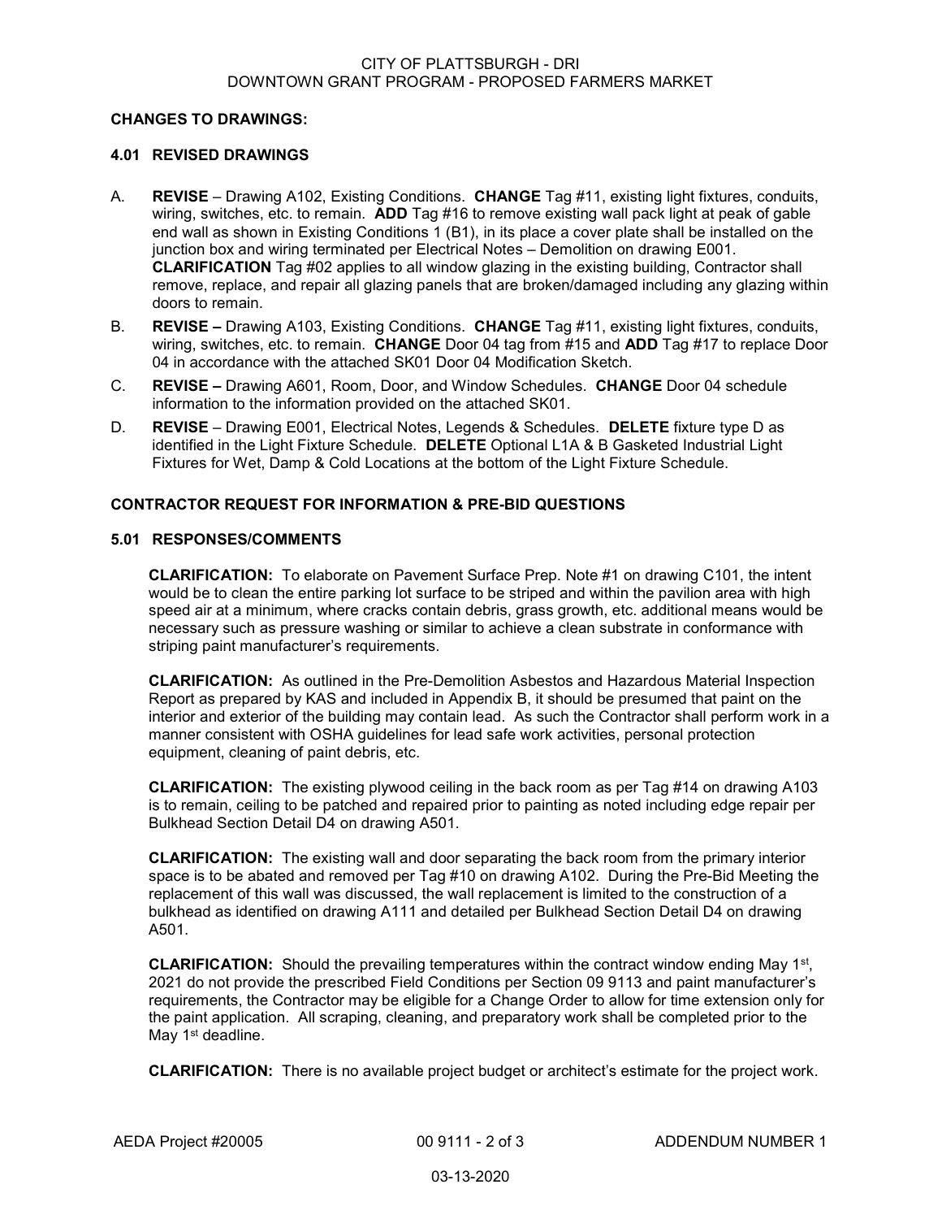**CHANGES TO DRAWINGS:**

**4.01 REVISED DRAWINGS**

A. **REVISE** – Drawing A102, Existing Conditions. **CHANGE** Tag #11, existing light fixtures, conduits, wiring, switches, etc. to remain. **ADD** Tag #16 to remove existing wall pack light at peak of gable end wall as shown in Existing Conditions 1 (B1), in its place a cover plate shall be installed on the junction box and wiring terminated per Electrical Notes – Demolition on drawing E001. **CLARIFICATION** Tag #02 applies to all window glazing in the existing building, Contractor shall remove, replace, and repair all glazing panels that are broken/damaged including any glazing within doors to remain.

B. **REVISE –** Drawing A103, Existing Conditions. **CHANGE** Tag #11, existing light fixtures, conduits, wiring, switches, etc. to remain. **CHANGE** Door 04 tag from #15 and **ADD** Tag #17 to replace Door 04 in accordance with the attached SK01 Door 04 Modification Sketch.

C. **REVISE –** Drawing A601, Room, Door, and Window Schedules. **CHANGE** Door 04 schedule information to the information provided on the attached SK01.

D. **REVISE** – Drawing E001, Electrical Notes, Legends & Schedules. **DELETE** fixture type D as identified in the Light Fixture Schedule. **DELETE** Optional L1A & B Gasketed Industrial Light Fixtures for Wet, Damp & Cold Locations at the bottom of the Light Fixture Schedule.

**CONTRACTOR REQUEST FOR INFORMATION & PRE-BID QUESTIONS**

**5.01 RESPONSES/COMMENTS**

**CLARIFICATION:** To elaborate on Pavement Surface Prep. Note #1 on drawing C101, the intent would be to clean the entire parking lot surface to be striped and within the pavilion area with high speed air at a minimum, where cracks contain debris, grass growth, etc. additional means would be necessary such as pressure washing or similar to achieve a clean substrate in conformance with striping paint manufacturer's requirements.

**CLARIFICATION:** As outlined in the Pre-Demolition Asbestos and Hazardous Material Inspection Report as prepared by KAS and included in Appendix B, it should be presumed that paint on the interior and exterior of the building may contain lead. As such the Contractor shall perform work in a manner consistent with OSHA guidelines for lead safe work activities, personal protection equipment, cleaning of paint debris, etc.

**CLARIFICATION:** The existing plywood ceiling in the back room as per Tag #14 on drawing A103 is to remain, ceiling to be patched and repaired prior to painting as noted including edge repair per Bulkhead Section Detail D4 on drawing A501.

**CLARIFICATION:** The existing wall and door separating the back room from the primary interior space is to be abated and removed per Tag #10 on drawing A102. During the Pre-Bid Meeting the replacement of this wall was discussed, the wall replacement is limited to the construction of a bulkhead as identified on drawing A111 and detailed per Bulkhead Section Detail D4 on drawing A501.

**CLARIFICATION:** Should the prevailing temperatures within the contract window ending May 1st, 2021 do not provide the prescribed Field Conditions per Section 09 9113 and paint manufacturer's requirements, the Contractor may be eligible for a Change Order to allow for time extension only for the paint application. All scraping, cleaning, and preparatory work shall be completed prior to the May 1st deadline.

**CLARIFICATION:** There is no available project budget or architect's estimate for the project work.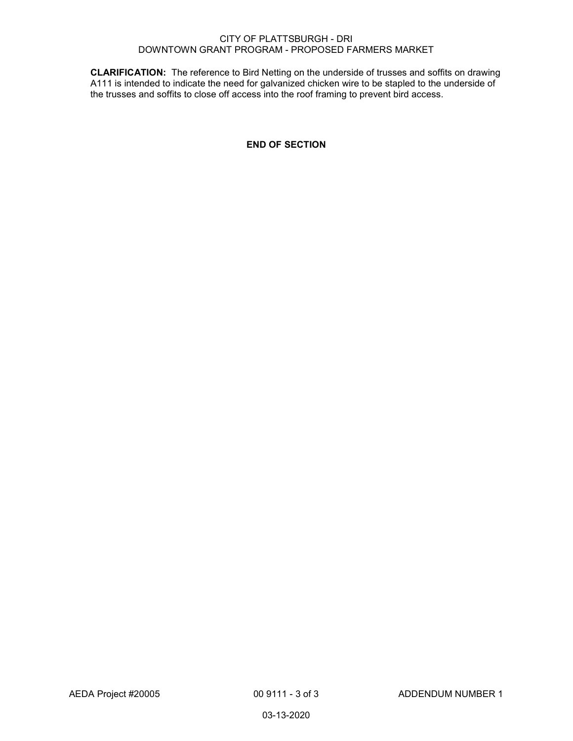**CLARIFICATION:** The reference to Bird Netting on the underside of trusses and soffits on drawing A111 is intended to indicate the need for galvanized chicken wire to be stapled to the underside of the trusses and soffits to close off access into the roof framing to prevent bird access.

**END OF SECTION**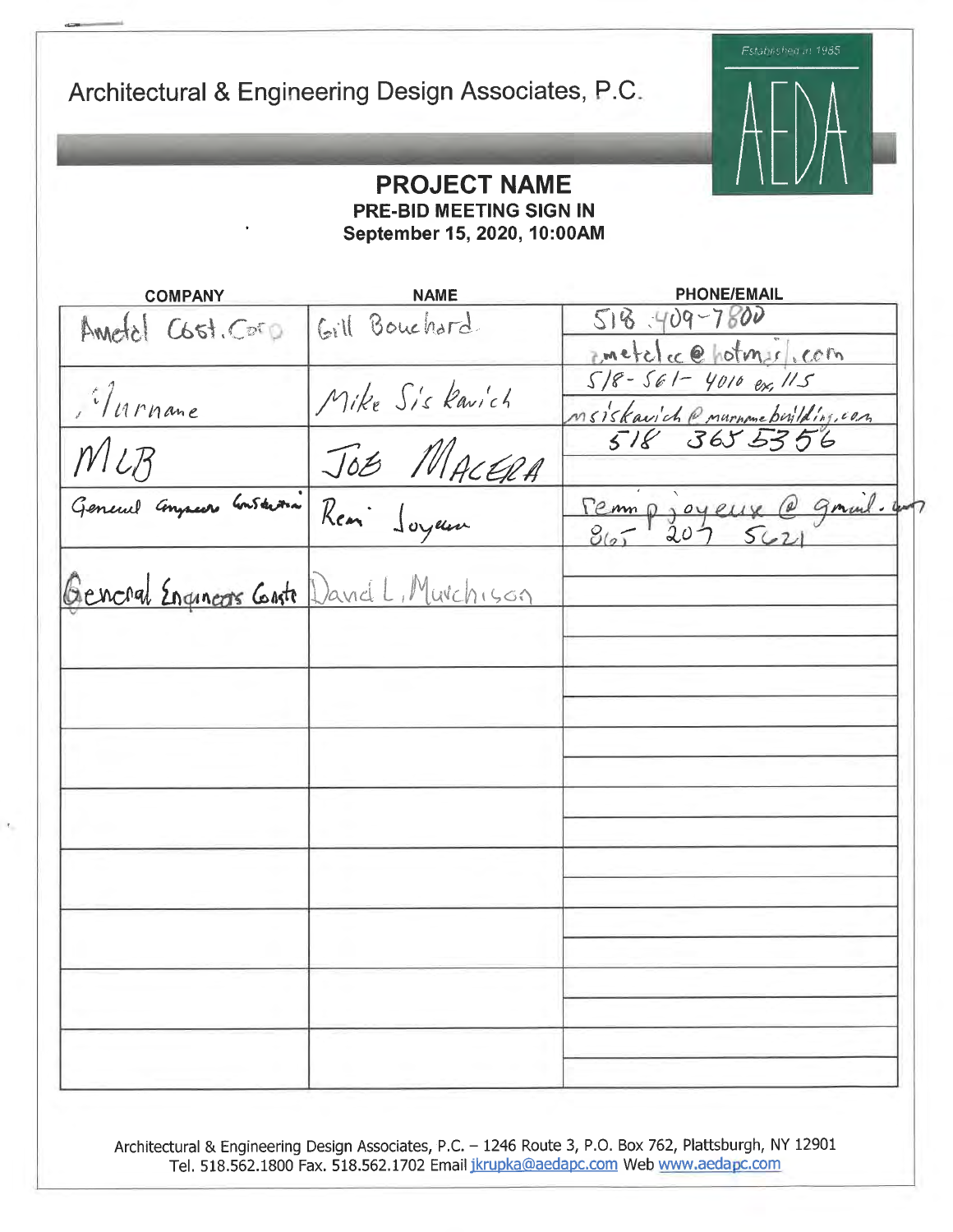# Architectural & Engineering Design Associates, P.C.

Established in 1985

AEDA

## PROJECT NAME

**PRE-BID MEETING SIGN IN**
**September 15, 2020, 10:00AM**

| COMPANY | NAME | PHONE/EMAIL |
|---|---|---|
| Ametel Cost. Corp | Gill Bouchard | 518 409-7800<br>ametelcc@hotmail.com |
| Murnane | Mike Siskavich | 518-561-4010 ex 115<br>msiskavich@murnanebuilding.com |
| MLB | Joe Macera | 518 365 5356 |
| General Engineers Construction | Remi Joyeux | remmp joyeux@gmail.com<br>865 207 5621 |
| General Engineers Const | David L. Murchison | |
| | | |
| | | |
| | | |
| | | |
| | | |
| | | |
| | | |
| | | |

Architectural & Engineering Design Associates, P.C. – 1246 Route 3, P.O. Box 762, Plattsburgh, NY 12901
Tel. 518.562.1800 Fax. 518.562.1702 Email jkrupka@aedapc.com Web www.aedapc.com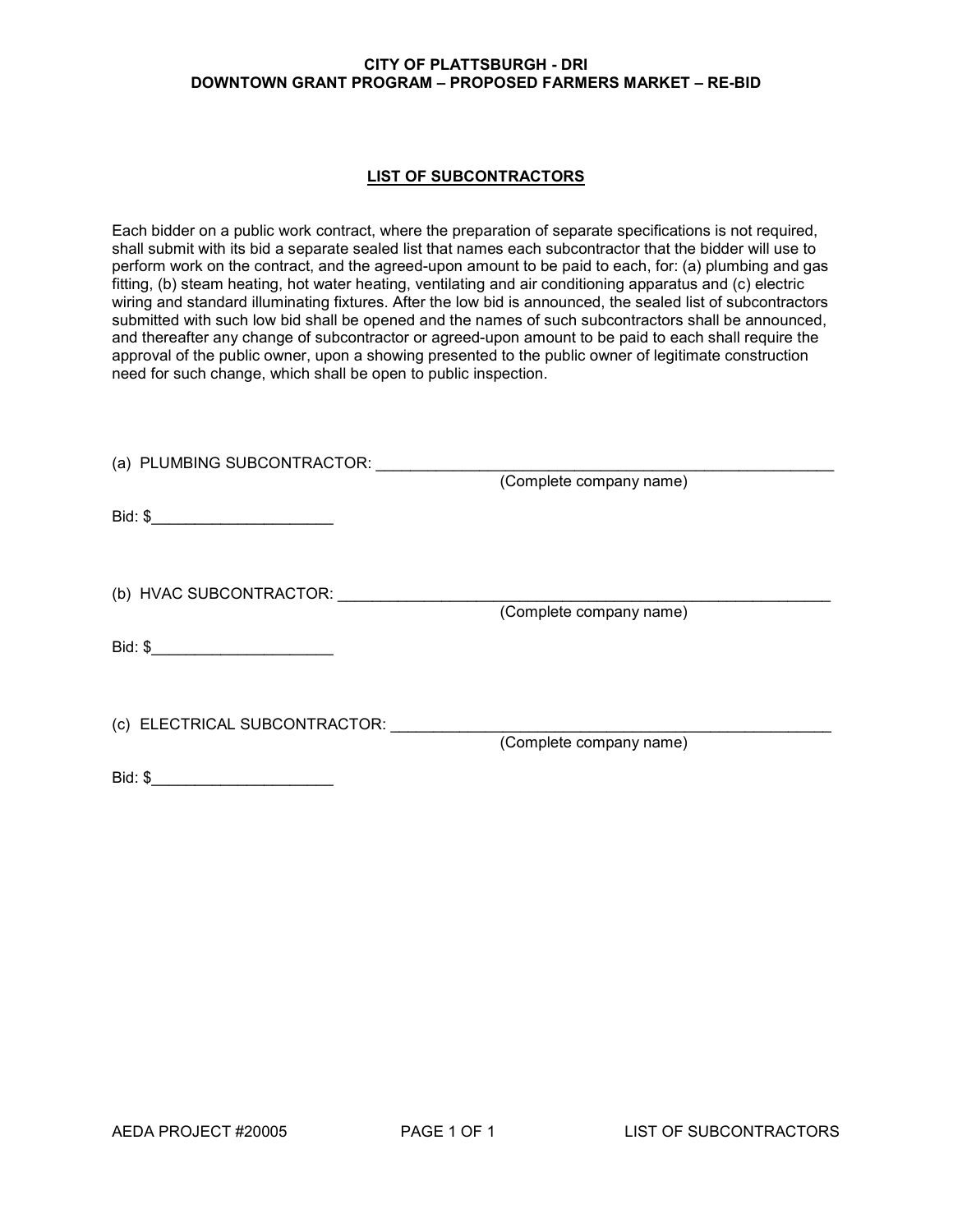CITY OF PLATTSBURGH - DRI
DOWNTOWN GRANT PROGRAM – PROPOSED FARMERS MARKET – RE-BID

## LIST OF SUBCONTRACTORS

Each bidder on a public work contract, where the preparation of separate specifications is not required, shall submit with its bid a separate sealed list that names each subcontractor that the bidder will use to perform work on the contract, and the agreed-upon amount to be paid to each, for: (a) plumbing and gas fitting, (b) steam heating, hot water heating, ventilating and air conditioning apparatus and (c) electric wiring and standard illuminating fixtures. After the low bid is announced, the sealed list of subcontractors submitted with such low bid shall be opened and the names of such subcontractors shall be announced, and thereafter any change of subcontractor or agreed-upon amount to be paid to each shall require the approval of the public owner, upon a showing presented to the public owner of legitimate construction need for such change, which shall be open to public inspection.

(a) PLUMBING SUBCONTRACTOR: ______________________________________________________
(Complete company name)

Bid: $_____________________

(b) HVAC SUBCONTRACTOR: __________________________________________________________
(Complete company name)

Bid: $_____________________

(c) ELECTRICAL SUBCONTRACTOR: ____________________________________________________
(Complete company name)

Bid: $_____________________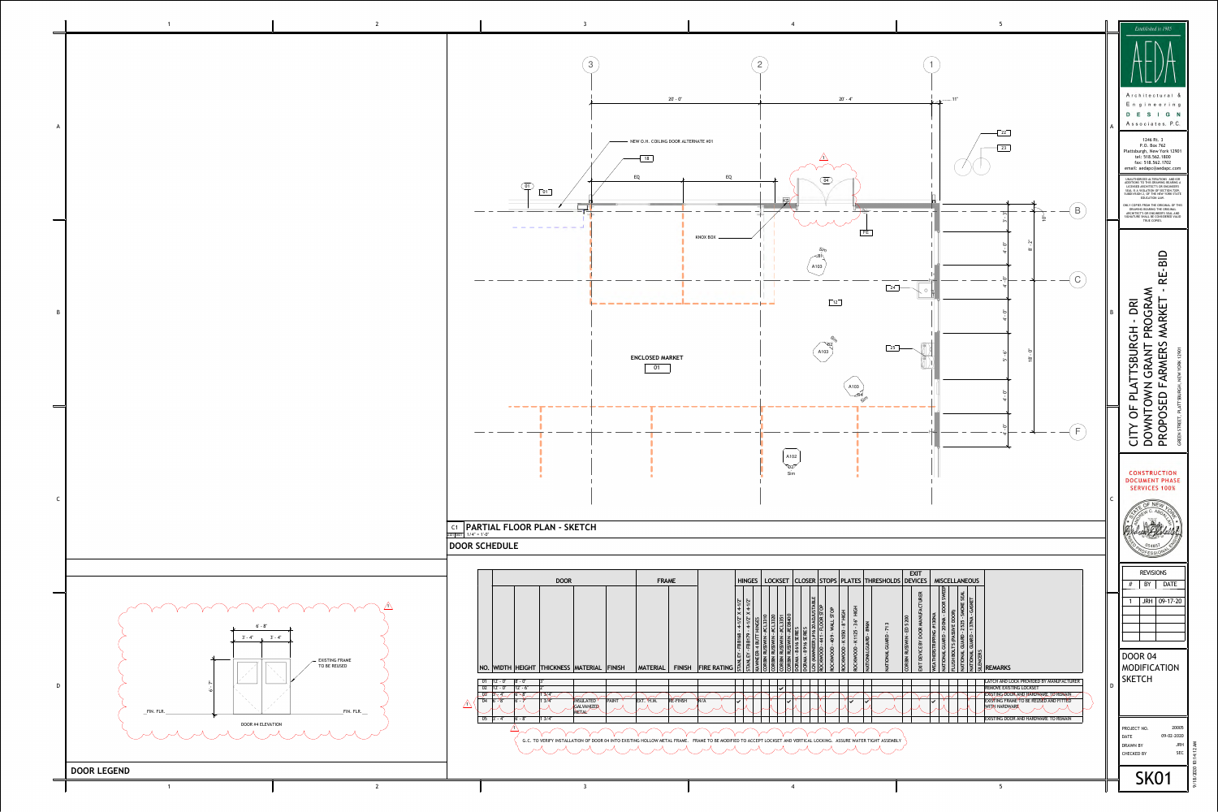## C1 PARTIAL FLOOR PLAN - SKETCH

1/4" = 1'-0"

NEW O.H. COILING DOOR ALTERNATE #01

KNOX BOX

ENCLOSED MARKET 01

20' - 0"

20' - 4"

11"

3' - 3"

10"

8' - 2"

4' - 0"

4' - 0"

4' - 0"

5' - 6"

18' - 0"

4' - 0"

4' - 0"

## DOOR SCHEDULE

| NO. | WIDTH | HEIGHT | THICKNESS | MATERIAL | FINISH | FRAME MATERIAL | FRAME FINISH | FIRE RATING | HINGES | LOCKSET | CLOSER | STOPS | PLATES | THRESHOLDS | EXIT DEVICES | MISCELLANEOUS | REMARKS |
|---|---|---|---|---|---|---|---|---|---|---|---|---|---|---|---|---|---|
| 01 | 12' - 0" | 8' - 0" | 2" | | | | | | | | | | | | | | LATCH AND LOCK PROVIDED BY MANUFACTURER |
| 02 | 12' - 6" | 12' - 6" | 2" | | | | | | | ✓ | | | | | | | REMOVE EXISTING LOCKSET |
| 03 | 3' - 4" | 6' - 8" | 1 3/4" | | | | | | | | | | | | | | EXISTING DOOR AND HARDWARE TO REMAIN |
| 04 | 6' - 8" | 6' - 7" | 1 3/4" | INSULATED GALVANIZED METAL | PAINT | EXT. H.M. | RE-FINISH | N/A | ✓ | ✓ | | | ✓ | ✓ | | ✓ | EXISTING FRAME TO BE REUSED AND FITTED WITH HARDWARE |
| 05 | 3' - 4" | 6' - 8" | 1 3/4" | | | | | | | | | | | | | | EXISTING DOOR AND HARDWARE TO REMAIN |

Hardware columns: HINGES: STANLEY - FBB168 - 4-1/2" X 4-1/2"; STANLEY - FBB179 - 4-1/2" X 4-1/2"; HAWMEER-4 BUTT HINGES. LOCKSET: CORBIN RUSSWIN - ML2310; CORBIN RUSSWIN - ML2320; CORBIN RUSSWIN - ML2351; CORBIN RUSSWIN - ML2084/0. CLOSER: DORMA - 8616 SERIES; DORMA - 8916 SERIES; LCN (HAWMEER) 4116 ADJUSTABLE. STOPS: ROCKWOOD - 441 - FLOOR STOP; ROCKWOOD - 409 - WALL STOP. PLATES: ROCKWOOD - K1050 - 8" HIGH; ROCKWOOD - K1125 - 36" HIGH. THRESHOLDS: NATIONAL GUARD - 896N; NATIONAL GUARD - 713. EXIT DEVICES: CORBIN RUSSWIN - ED 5200; EXIT DEVICE BY DOOR MANUFACTURER. MISCELLANEOUS: WEATHERSTRIPPING (FOAM); NATIONAL GUARD - 207NA - DOOR SWEEP; FLUSH BOLTS (PASSIVE DOOR); NATIONAL GUARD - 2525 - SMOKE SEAL; NATIONAL GUARD - 137NA - GASKET; SILENCERS.

G.C. TO VERIFY INSTALLATION OF DOOR 04 INTO EXISTING HOLLOW METAL FRAME. FRAME TO BE MODIFIED TO ACCEPT LOCKSET AND VERTICAL LOCKING. ASSURE WATER TIGHT ASSEMBLY

6' - 8"

3' - 4" 3' - 4"

6' - 7"

EXISTING FRAME TO BE REUSED

FIN. FLR.

DOOR #4 ELEVATION

## DOOR LEGEND

Established in 1985

AEDA
Architectural & Engineering DESIGN Associates, P.C.

1246 Rt. 3
P.O. Box 762
Plattsburgh, New York 12901
tel: 518.562.1800
fax: 518.562.1702
email: aeda@aedapc.com

UNAUTHORIZED ALTERATIONS AND/OR ADDITIONS TO THIS DRAWING BEARING A LICENSED ARCHITECT'S OR ENGINEER'S SEAL IS A VIOLATION OF SECTION 7209, SUBDIVISION 2, OF THE NEW YORK STATE EDUCATION LAW.

ONLY COPIES FROM THE ORIGINAL OF THIS DRAWING BEARING THE ORIGINAL ARCHITECT'S OR ENGINEER'S SEAL AND SIGNATURE SHALL BE CONSIDERED VALID TRUE COPIES.

CITY OF PLATTSBURGH - DRI
DOWNTOWN GRANT PROGRAM
PROPOSED FARMERS MARKET - RE-BID

GREEN STREET, PLATTSBURGH, NEW YORK 12901

CONSTRUCTION DOCUMENT PHASE SERVICES 100%

| REVISIONS | | |
|---|---|---|
| # | BY | DATE |
| 1 | JRH | 09-17-20 |

DOOR 04 MODIFICATION SKETCH

PROJECT NO. 20005
DATE 09-02-2020
DRAWN BY JRH
CHECKED BY SEC

SK01

9/18/2020 10:14:12 AM